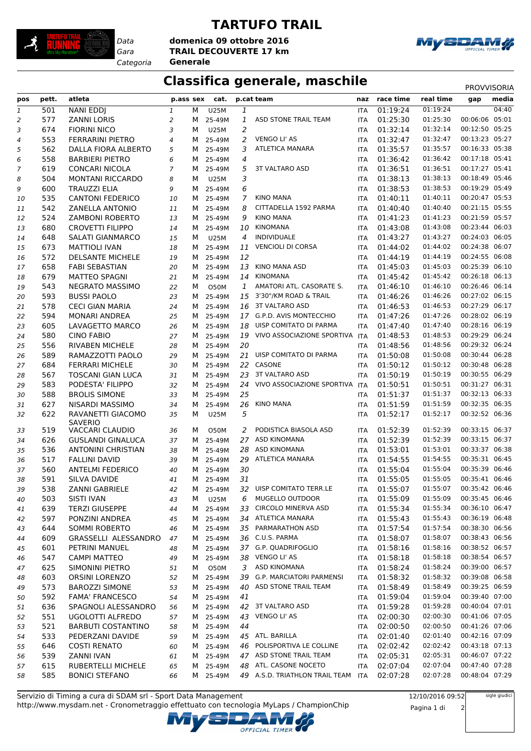# TARTUFO TRAIL

*Data* **domenica 09 ottobre 2016**
*Gara* **TRAIL DECOUVERTE 17 km**
*Categoria* **Generale**

## Classifica generale, maschile

PROVVISORIA

| pos | pett. | atleta | p.ass | sex | cat. | p.cat | team | naz | race time | real time | gap | media |
|---|---|---|---|---|---|---|---|---|---|---|---|---|
| 1 | 501 | NANI EDDJ | 1 | M | U25M | 1 | | ITA | 01:19:24 | 01:19:24 | | 04:40 |
| 2 | 577 | ZANNI LORIS | 2 | M | 25-49M | 1 | ASD STONE TRAIL TEAM | ITA | 01:25:30 | 01:25:30 | 00:06:06 | 05:01 |
| 3 | 674 | FIORINI NICO | 3 | M | U25M | 2 | | ITA | 01:32:14 | 01:32:14 | 00:12:50 | 05:25 |
| 4 | 553 | FERRARINI PIETRO | 4 | M | 25-49M | 2 | VENGO LI' AS | ITA | 01:32:47 | 01:32:47 | 00:13:23 | 05:27 |
| 5 | 562 | DALLA FIORA ALBERTO | 5 | M | 25-49M | 3 | ATLETICA MANARA | ITA | 01:35:57 | 01:35:57 | 00:16:33 | 05:38 |
| 6 | 558 | BARBIERI PIETRO | 6 | M | 25-49M | 4 | | ITA | 01:36:42 | 01:36:42 | 00:17:18 | 05:41 |
| 7 | 619 | CONCARI NICOLA | 7 | M | 25-49M | 5 | 3T VALTARO ASD | ITA | 01:36:51 | 01:36:51 | 00:17:27 | 05:41 |
| 8 | 504 | MONTANI RICCARDO | 8 | M | U25M | 3 | | ITA | 01:38:13 | 01:38:13 | 00:18:49 | 05:46 |
| 9 | 600 | TRAUZZI ELIA | 9 | M | 25-49M | 6 | | ITA | 01:38:53 | 01:38:53 | 00:19:29 | 05:49 |
| 10 | 535 | CANTONI FEDERICO | 10 | M | 25-49M | 7 | KINO MANA | ITA | 01:40:11 | 01:40:11 | 00:20:47 | 05:53 |
| 11 | 542 | ZANELLA ANTONIO | 11 | M | 25-49M | 8 | CITTADELLA 1592 PARMA | ITA | 01:40:40 | 01:40:40 | 00:21:15 | 05:55 |
| 12 | 524 | ZAMBONI ROBERTO | 13 | M | 25-49M | 9 | KINO MANA | ITA | 01:41:23 | 01:41:23 | 00:21:59 | 05:57 |
| 13 | 680 | CROVETTI FILIPPO | 14 | M | 25-49M | 10 | KINOMANA | ITA | 01:43:08 | 01:43:08 | 00:23:44 | 06:03 |
| 14 | 648 | SALATI GIANMARCO | 15 | M | U25M | 4 | INDIVIDUALE | ITA | 01:43:27 | 01:43:27 | 00:24:03 | 06:05 |
| 15 | 673 | MATTIOLI IVAN | 18 | M | 25-49M | 11 | VENCIOLI DI CORSA | ITA | 01:44:02 | 01:44:02 | 00:24:38 | 06:07 |
| 16 | 572 | DELSANTE MICHELE | 19 | M | 25-49M | 12 | | ITA | 01:44:19 | 01:44:19 | 00:24:55 | 06:08 |
| 17 | 658 | FABI SEBASTIAN | 20 | M | 25-49M | 13 | KINO MANA ASD | ITA | 01:45:03 | 01:45:03 | 00:25:39 | 06:10 |
| 18 | 679 | MATTEO SPAGNI | 21 | M | 25-49M | 14 | KINOMANA | ITA | 01:45:42 | 01:45:42 | 00:26:18 | 06:13 |
| 19 | 543 | NEGRATO MASSIMO | 22 | M | O50M | 1 | AMATORI ATL. CASORATE S. | ITA | 01:46:10 | 01:46:10 | 00:26:46 | 06:14 |
| 20 | 593 | BUSSI PAOLO | 23 | M | 25-49M | 15 | 3'30"/KM ROAD & TRAIL | ITA | 01:46:26 | 01:46:26 | 00:27:02 | 06:15 |
| 21 | 578 | CECI GIAN MARIA | 24 | M | 25-49M | 16 | 3T VALTARO ASD | ITA | 01:46:53 | 01:46:53 | 00:27:29 | 06:17 |
| 22 | 594 | MONARI ANDREA | 25 | M | 25-49M | 17 | G.P.D. AVIS MONTECCHIO | ITA | 01:47:26 | 01:47:26 | 00:28:02 | 06:19 |
| 23 | 605 | LAVAGETTO MARCO | 26 | M | 25-49M | 18 | UISP COMITATO DI PARMA | ITA | 01:47:40 | 01:47:40 | 00:28:16 | 06:19 |
| 24 | 580 | CINO FABIO | 27 | M | 25-49M | 19 | VIVO ASSOCIAZIONE SPORTIVA | ITA | 01:48:53 | 01:48:53 | 00:29:29 | 06:24 |
| 25 | 556 | RIVABEN MICHELE | 28 | M | 25-49M | 20 | | ITA | 01:48:56 | 01:48:56 | 00:29:32 | 06:24 |
| 26 | 589 | RAMAZZOTTI PAOLO | 29 | M | 25-49M | 21 | UISP COMITATO DI PARMA | ITA | 01:50:08 | 01:50:08 | 00:30:44 | 06:28 |
| 27 | 684 | FERRARI MICHELE | 30 | M | 25-49M | 22 | CASONE | ITA | 01:50:12 | 01:50:12 | 00:30:48 | 06:28 |
| 28 | 567 | TOSCANI GIAN LUCA | 31 | M | 25-49M | 23 | 3T VALTARO ASD | ITA | 01:50:19 | 01:50:19 | 00:30:55 | 06:29 |
| 29 | 583 | PODESTA' FILIPPO | 32 | M | 25-49M | 24 | VIVO ASSOCIAZIONE SPORTIVA | ITA | 01:50:51 | 01:50:51 | 00:31:27 | 06:31 |
| 30 | 588 | BROLIS SIMONE | 33 | M | 25-49M | 25 | | ITA | 01:51:37 | 01:51:37 | 00:32:13 | 06:33 |
| 31 | 627 | NISARDI MASSIMO | 34 | M | 25-49M | 26 | KINO MANA | ITA | 01:51:59 | 01:51:59 | 00:32:35 | 06:35 |
| 32 | 622 | RAVANETTI GIACOMO SAVERIO | 35 | M | U25M | 5 | | ITA | 01:52:17 | 01:52:17 | 00:32:52 | 06:36 |
| 33 | 519 | VACCARI CLAUDIO | 36 | M | O50M | 2 | PODISTICA BIASOLA ASD | ITA | 01:52:39 | 01:52:39 | 00:33:15 | 06:37 |
| 34 | 626 | GUSLANDI GINALUCA | 37 | M | 25-49M | 27 | ASD KINOMANA | ITA | 01:52:39 | 01:52:39 | 00:33:15 | 06:37 |
| 35 | 536 | ANTONINI CHRISTIAN | 38 | M | 25-49M | 28 | ASD KINOMANA | ITA | 01:53:01 | 01:53:01 | 00:33:37 | 06:38 |
| 36 | 517 | FALLINI DAVID | 39 | M | 25-49M | 29 | ATLETICA MANARA | ITA | 01:54:55 | 01:54:55 | 00:35:31 | 06:45 |
| 37 | 560 | ANTELMI FEDERICO | 40 | M | 25-49M | 30 | | ITA | 01:55:04 | 01:55:04 | 00:35:39 | 06:46 |
| 38 | 591 | SILVA DAVIDE | 41 | M | 25-49M | 31 | | ITA | 01:55:05 | 01:55:05 | 00:35:41 | 06:46 |
| 39 | 538 | ZANNI GABRIELE | 42 | M | 25-49M | 32 | UISP COMITATO TERR.LE | ITA | 01:55:07 | 01:55:07 | 00:35:42 | 06:46 |
| 40 | 503 | SISTI IVAN | 43 | M | U25M | 6 | MUGELLO OUTDOOR | ITA | 01:55:09 | 01:55:09 | 00:35:45 | 06:46 |
| 41 | 639 | TERZI GIUSEPPE | 44 | M | 25-49M | 33 | CIRCOLO MINERVA ASD | ITA | 01:55:34 | 01:55:34 | 00:36:10 | 06:47 |
| 42 | 597 | PONZINI ANDREA | 45 | M | 25-49M | 34 | ATLETICA MANARA | ITA | 01:55:43 | 01:55:43 | 00:36:19 | 06:48 |
| 43 | 644 | SOMMI ROBERTO | 46 | M | 25-49M | 35 | PARMARATHON ASD | ITA | 01:57:54 | 01:57:54 | 00:38:30 | 06:56 |
| 44 | 609 | GRASSELLI ALESSANDRO | 47 | M | 25-49M | 36 | C.U.S. PARMA | ITA | 01:58:07 | 01:58:07 | 00:38:43 | 06:56 |
| 45 | 601 | PETRINI MANUEL | 48 | M | 25-49M | 37 | G.P. QUADRIFOGLIO | ITA | 01:58:16 | 01:58:16 | 00:38:52 | 06:57 |
| 46 | 547 | CAMPI MATTEO | 49 | M | 25-49M | 38 | VENGO LI' AS | ITA | 01:58:18 | 01:58:18 | 00:38:54 | 06:57 |
| 47 | 625 | SIMONINI PIETRO | 51 | M | O50M | 3 | ASD KINOMANA | ITA | 01:58:24 | 01:58:24 | 00:39:00 | 06:57 |
| 48 | 603 | ORSINI LORENZO | 52 | M | 25-49M | 39 | G.P. MARCIATORI PARMENSI | ITA | 01:58:32 | 01:58:32 | 00:39:08 | 06:58 |
| 49 | 573 | BAROZZI SIMONE | 53 | M | 25-49M | 40 | ASD STONE TRAIL TEAM | ITA | 01:58:49 | 01:58:49 | 00:39:25 | 06:59 |
| 50 | 592 | FAMA' FRANCESCO | 54 | M | 25-49M | 41 | | ITA | 01:59:04 | 01:59:04 | 00:39:40 | 07:00 |
| 51 | 636 | SPAGNOLI ALESSANDRO | 56 | M | 25-49M | 42 | 3T VALTARO ASD | ITA | 01:59:28 | 01:59:28 | 00:40:04 | 07:01 |
| 52 | 551 | UGOLOTTI ALFREDO | 57 | M | 25-49M | 43 | VENGO LI' AS | ITA | 02:00:30 | 02:00:30 | 00:41:06 | 07:05 |
| 53 | 521 | BARBUTI COSTANTINO | 58 | M | 25-49M | 44 | | ITA | 02:00:50 | 02:00:50 | 00:41:26 | 07:06 |
| 54 | 533 | PEDERZANI DAVIDE | 59 | M | 25-49M | 45 | ATL. BARILLA | ITA | 02:01:40 | 02:01:40 | 00:42:16 | 07:09 |
| 55 | 646 | COSTI RENATO | 60 | M | 25-49M | 46 | POLISPORTIVA LE COLLINE | ITA | 02:02:42 | 02:02:42 | 00:43:18 | 07:13 |
| 56 | 539 | ZANNI IVAN | 61 | M | 25-49M | 47 | ASD STONE TRAIL TEAM | ITA | 02:05:31 | 02:05:31 | 00:46:07 | 07:22 |
| 57 | 615 | RUBERTELLI MICHELE | 65 | M | 25-49M | 48 | ATL. CASONE NOCETO | ITA | 02:07:04 | 02:07:04 | 00:47:40 | 07:28 |
| 58 | 585 | BONICI STEFANO | 66 | M | 25-49M | 49 | A.S.D. TRIATHLON TRAIL TEAM | ITA | 02:07:28 | 02:07:28 | 00:48:04 | 07:29 |

Servizio di Timing a cura di SDAM srl - Sport Data Management
http://www.mysdam.net - Cronometraggio effettuato con tecnologia MyLaps / ChampionChip

12/10/2016 09:52

sigle giudici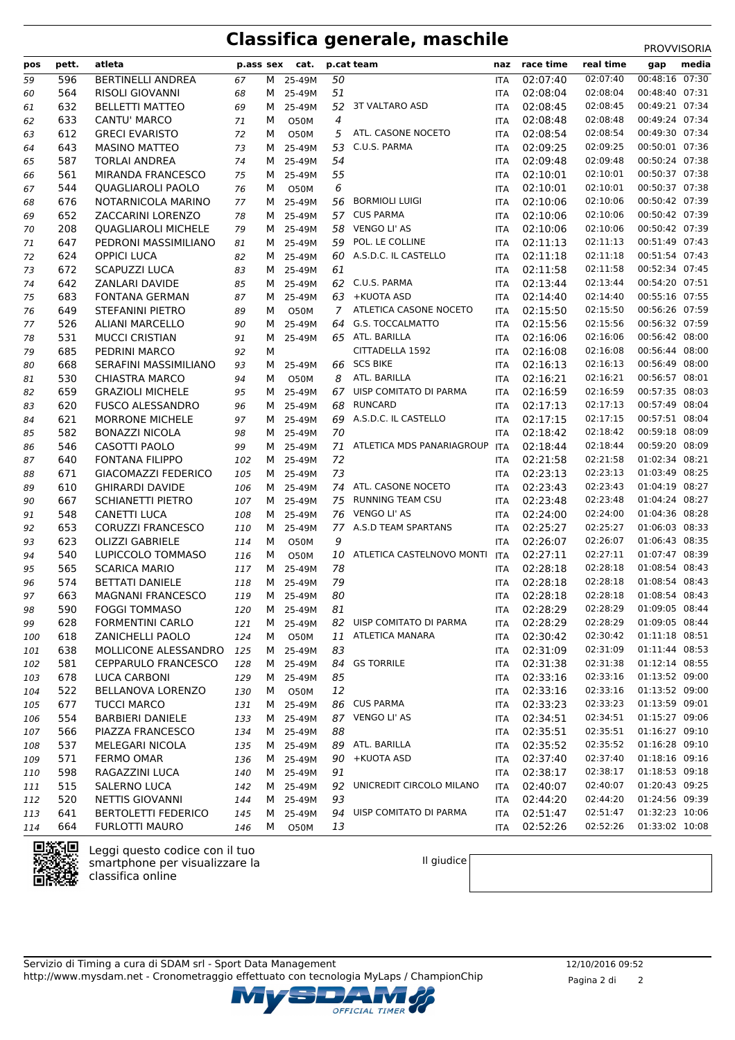# Classifica generale, maschile

PROVVISORIA

| pos | pett. | atleta | p.ass | sex | cat. | p.cat | team | naz | race time | real time | gap | media |
|---|---|---|---|---|---|---|---|---|---|---|---|---|
| 59 | 596 | BERTINELLI ANDREA | 67 | M | 25-49M | 50 | | ITA | 02:07:40 | 02:07:40 | 00:48:16 | 07:30 |
| 60 | 564 | RISOLI GIOVANNI | 68 | M | 25-49M | 51 | | ITA | 02:08:04 | 02:08:04 | 00:48:40 | 07:31 |
| 61 | 632 | BELLETTI MATTEO | 69 | M | 25-49M | 52 | 3T VALTARO ASD | ITA | 02:08:45 | 02:08:45 | 00:49:21 | 07:34 |
| 62 | 633 | CANTU' MARCO | 71 | M | O50M | 4 | | ITA | 02:08:48 | 02:08:48 | 00:49:24 | 07:34 |
| 63 | 612 | GRECI EVARISTO | 72 | M | O50M | 5 | ATL. CASONE NOCETO | ITA | 02:08:54 | 02:08:54 | 00:49:30 | 07:34 |
| 64 | 643 | MASINO MATTEO | 73 | M | 25-49M | 53 | C.U.S. PARMA | ITA | 02:09:25 | 02:09:25 | 00:50:01 | 07:36 |
| 65 | 587 | TORLAI ANDREA | 74 | M | 25-49M | 54 | | ITA | 02:09:48 | 02:09:48 | 00:50:24 | 07:38 |
| 66 | 561 | MIRANDA FRANCESCO | 75 | M | 25-49M | 55 | | ITA | 02:10:01 | 02:10:01 | 00:50:37 | 07:38 |
| 67 | 544 | QUAGLIAROLI PAOLO | 76 | M | O50M | 6 | | ITA | 02:10:01 | 02:10:01 | 00:50:37 | 07:38 |
| 68 | 676 | NOTARNICOLA MARINO | 77 | M | 25-49M | 56 | BORMIOLI LUIGI | ITA | 02:10:06 | 02:10:06 | 00:50:42 | 07:39 |
| 69 | 652 | ZACCARINI LORENZO | 78 | M | 25-49M | 57 | CUS PARMA | ITA | 02:10:06 | 02:10:06 | 00:50:42 | 07:39 |
| 70 | 208 | QUAGLIAROLI MICHELE | 79 | M | 25-49M | 58 | VENGO LI' AS | ITA | 02:10:06 | 02:10:06 | 00:50:42 | 07:39 |
| 71 | 647 | PEDRONI MASSIMILIANO | 81 | M | 25-49M | 59 | POL. LE COLLINE | ITA | 02:11:13 | 02:11:13 | 00:51:49 | 07:43 |
| 72 | 624 | OPPICI LUCA | 82 | M | 25-49M | 60 | A.S.D.C. IL CASTELLO | ITA | 02:11:18 | 02:11:18 | 00:51:54 | 07:43 |
| 73 | 672 | SCAPUZZI LUCA | 83 | M | 25-49M | 61 | | ITA | 02:11:58 | 02:11:58 | 00:52:34 | 07:45 |
| 74 | 642 | ZANLARI DAVIDE | 85 | M | 25-49M | 62 | C.U.S. PARMA | ITA | 02:13:44 | 02:13:44 | 00:54:20 | 07:51 |
| 75 | 683 | FONTANA GERMAN | 87 | M | 25-49M | 63 | +KUOTA ASD | ITA | 02:14:40 | 02:14:40 | 00:55:16 | 07:55 |
| 76 | 649 | STEFANINI PIETRO | 89 | M | O50M | 7 | ATLETICA CASONE NOCETO | ITA | 02:15:50 | 02:15:50 | 00:56:26 | 07:59 |
| 77 | 526 | ALIANI MARCELLO | 90 | M | 25-49M | 64 | G.S. TOCCALMATTO | ITA | 02:15:56 | 02:15:56 | 00:56:32 | 07:59 |
| 78 | 531 | MUCCI CRISTIAN | 91 | M | 25-49M | 65 | ATL. BARILLA | ITA | 02:16:06 | 02:16:06 | 00:56:42 | 08:00 |
| 79 | 685 | PEDRINI MARCO | 92 | M | | | CITTADELLA 1592 | ITA | 02:16:08 | 02:16:08 | 00:56:44 | 08:00 |
| 80 | 668 | SERAFINI MASSIMILIANO | 93 | M | 25-49M | 66 | SCS BIKE | ITA | 02:16:13 | 02:16:13 | 00:56:49 | 08:00 |
| 81 | 530 | CHIASTRA MARCO | 94 | M | O50M | 8 | ATL. BARILLA | ITA | 02:16:21 | 02:16:21 | 00:56:57 | 08:01 |
| 82 | 659 | GRAZIOLI MICHELE | 95 | M | 25-49M | 67 | UISP COMITATO DI PARMA | ITA | 02:16:59 | 02:16:59 | 00:57:35 | 08:03 |
| 83 | 620 | FUSCO ALESSANDRO | 96 | M | 25-49M | 68 | RUNCARD | ITA | 02:17:13 | 02:17:13 | 00:57:49 | 08:04 |
| 84 | 621 | MORRONE MICHELE | 97 | M | 25-49M | 69 | A.S.D.C. IL CASTELLO | ITA | 02:17:15 | 02:17:15 | 00:57:51 | 08:04 |
| 85 | 582 | BONAZZI NICOLA | 98 | M | 25-49M | 70 | | ITA | 02:18:42 | 02:18:42 | 00:59:18 | 08:09 |
| 86 | 546 | CASOTTI PAOLO | 99 | M | 25-49M | 71 | ATLETICA MDS PANARIAGROUP | ITA | 02:18:44 | 02:18:44 | 00:59:20 | 08:09 |
| 87 | 640 | FONTANA FILIPPO | 102 | M | 25-49M | 72 | | ITA | 02:21:58 | 02:21:58 | 01:02:34 | 08:21 |
| 88 | 671 | GIACOMAZZI FEDERICO | 105 | M | 25-49M | 73 | | ITA | 02:23:13 | 02:23:13 | 01:03:49 | 08:25 |
| 89 | 610 | GHIRARDI DAVIDE | 106 | M | 25-49M | 74 | ATL. CASONE NOCETO | ITA | 02:23:43 | 02:23:43 | 01:04:19 | 08:27 |
| 90 | 667 | SCHIANETTI PIETRO | 107 | M | 25-49M | 75 | RUNNING TEAM CSU | ITA | 02:23:48 | 02:23:48 | 01:04:24 | 08:27 |
| 91 | 548 | CANETTI LUCA | 108 | M | 25-49M | 76 | VENGO LI' AS | ITA | 02:24:00 | 02:24:00 | 01:04:36 | 08:28 |
| 92 | 653 | CORUZZI FRANCESCO | 110 | M | 25-49M | 77 | A.S.D TEAM SPARTANS | ITA | 02:25:27 | 02:25:27 | 01:06:03 | 08:33 |
| 93 | 623 | OLIZZI GABRIELE | 114 | M | O50M | 9 | | ITA | 02:26:07 | 02:26:07 | 01:06:43 | 08:35 |
| 94 | 540 | LUPICCOLO TOMMASO | 116 | M | O50M | 10 | ATLETICA CASTELNOVO MONTI | ITA | 02:27:11 | 02:27:11 | 01:07:47 | 08:39 |
| 95 | 565 | SCARICA MARIO | 117 | M | 25-49M | 78 | | ITA | 02:28:18 | 02:28:18 | 01:08:54 | 08:43 |
| 96 | 574 | BETTATI DANIELE | 118 | M | 25-49M | 79 | | ITA | 02:28:18 | 02:28:18 | 01:08:54 | 08:43 |
| 97 | 663 | MAGNANI FRANCESCO | 119 | M | 25-49M | 80 | | ITA | 02:28:18 | 02:28:18 | 01:08:54 | 08:43 |
| 98 | 590 | FOGGI TOMMASO | 120 | M | 25-49M | 81 | | ITA | 02:28:29 | 02:28:29 | 01:09:05 | 08:44 |
| 99 | 628 | FORMENTINI CARLO | 121 | M | 25-49M | 82 | UISP COMITATO DI PARMA | ITA | 02:28:29 | 02:28:29 | 01:09:05 | 08:44 |
| 100 | 618 | ZANICHELLI PAOLO | 124 | M | O50M | 11 | ATLETICA MANARA | ITA | 02:30:42 | 02:30:42 | 01:11:18 | 08:51 |
| 101 | 638 | MOLLICONE ALESSANDRO | 125 | M | 25-49M | 83 | | ITA | 02:31:09 | 02:31:09 | 01:11:44 | 08:53 |
| 102 | 581 | CEPPARULO FRANCESCO | 128 | M | 25-49M | 84 | GS TORRILE | ITA | 02:31:38 | 02:31:38 | 01:12:14 | 08:55 |
| 103 | 678 | LUCA CARBONI | 129 | M | 25-49M | 85 | | ITA | 02:33:16 | 02:33:16 | 01:13:52 | 09:00 |
| 104 | 522 | BELLANOVA LORENZO | 130 | M | O50M | 12 | | ITA | 02:33:16 | 02:33:16 | 01:13:52 | 09:00 |
| 105 | 677 | TUCCI MARCO | 131 | M | 25-49M | 86 | CUS PARMA | ITA | 02:33:23 | 02:33:23 | 01:13:59 | 09:01 |
| 106 | 554 | BARBIERI DANIELE | 133 | M | 25-49M | 87 | VENGO LI' AS | ITA | 02:34:51 | 02:34:51 | 01:15:27 | 09:06 |
| 107 | 566 | PIAZZA FRANCESCO | 134 | M | 25-49M | 88 | | ITA | 02:35:51 | 02:35:51 | 01:16:27 | 09:10 |
| 108 | 537 | MELEGARI NICOLA | 135 | M | 25-49M | 89 | ATL. BARILLA | ITA | 02:35:52 | 02:35:52 | 01:16:28 | 09:10 |
| 109 | 571 | FERMO OMAR | 136 | M | 25-49M | 90 | +KUOTA ASD | ITA | 02:37:40 | 02:37:40 | 01:18:16 | 09:16 |
| 110 | 598 | RAGAZZINI LUCA | 140 | M | 25-49M | 91 | | ITA | 02:38:17 | 02:38:17 | 01:18:53 | 09:18 |
| 111 | 515 | SALERNO LUCA | 142 | M | 25-49M | 92 | UNICREDIT CIRCOLO MILANO | ITA | 02:40:07 | 02:40:07 | 01:20:43 | 09:25 |
| 112 | 520 | NETTIS GIOVANNI | 144 | M | 25-49M | 93 | | ITA | 02:44:20 | 02:44:20 | 01:24:56 | 09:39 |
| 113 | 641 | BERTOLETTI FEDERICO | 145 | M | 25-49M | 94 | UISP COMITATO DI PARMA | ITA | 02:51:47 | 02:51:47 | 01:32:23 | 10:06 |
| 114 | 664 | FURLOTTI MAURO | 146 | M | O50M | 13 | | ITA | 02:52:26 | 02:52:26 | 01:33:02 | 10:08 |

Leggi questo codice con il tuo smartphone per visualizzare la classifica online

Il giudice

Servizio di Timing a cura di SDAM srl - Sport Data Management
http://www.mysdam.net - Cronometraggio effettuato con tecnologia MyLaps / ChampionChip

12/10/2016 09:52